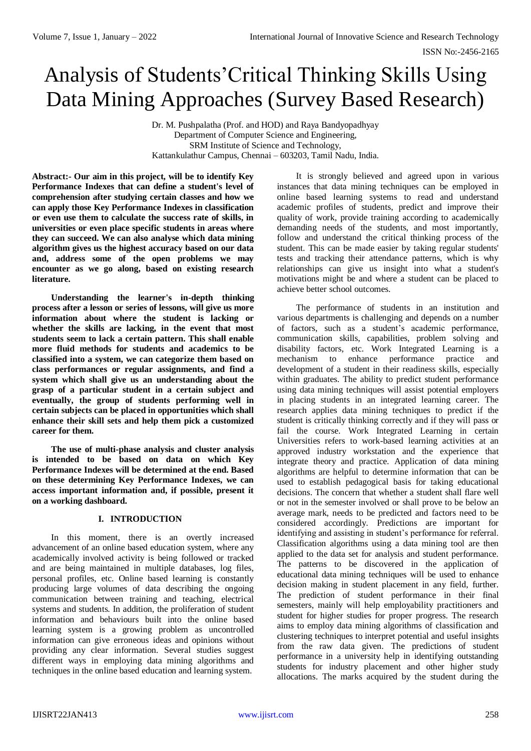# Analysis of Students'Critical Thinking Skills Using Data Mining Approaches (Survey Based Research)

Dr. M. Pushpalatha (Prof. and HOD) and Raya Bandyopadhyay
Department of Computer Science and Engineering,
SRM Institute of Science and Technology,
Kattankulathur Campus, Chennai – 603203, Tamil Nadu, India.

**Abstract:- Our aim in this project, will be to identify Key Performance Indexes that can define a student's level of comprehension after studying certain classes and how we can apply those Key Performance Indexes in classification or even use them to calculate the success rate of skills, in universities or even place specific students in areas where they can succeed. We can also analyse which data mining algorithm gives us the highest accuracy based on our data and, address some of the open problems we may encounter as we go along, based on existing research literature.**

**Understanding the learner's in-depth thinking process after a lesson or series of lessons, will give us more information about where the student is lacking or whether the skills are lacking, in the event that most students seem to lack a certain pattern. This shall enable more fluid methods for students and academics to be classified into a system, we can categorize them based on class performances or regular assignments, and find a system which shall give us an understanding about the grasp of a particular student in a certain subject and eventually, the group of students performing well in certain subjects can be placed in opportunities which shall enhance their skill sets and help them pick a customized career for them.**

**The use of multi-phase analysis and cluster analysis is intended to be based on data on which Key Performance Indexes will be determined at the end. Based on these determining Key Performance Indexes, we can access important information and, if possible, present it on a working dashboard.**

## I. INTRODUCTION

In this moment, there is an overtly increased advancement of an online based education system, where any academically involved activity is being followed or tracked and are being maintained in multiple databases, log files, personal profiles, etc. Online based learning is constantly producing large volumes of data describing the ongoing communication between training and teaching, electrical systems and students. In addition, the proliferation of student information and behaviours built into the online based learning system is a growing problem as uncontrolled information can give erroneous ideas and opinions without providing any clear information. Several studies suggest different ways in employing data mining algorithms and techniques in the online based education and learning system.

It is strongly believed and agreed upon in various instances that data mining techniques can be employed in online based learning systems to read and understand academic profiles of students, predict and improve their quality of work, provide training according to academically demanding needs of the students, and most importantly, follow and understand the critical thinking process of the student. This can be made easier by taking regular students' tests and tracking their attendance patterns, which is why relationships can give us insight into what a student's motivations might be and where a student can be placed to achieve better school outcomes.

The performance of students in an institution and various departments is challenging and depends on a number of factors, such as a student's academic performance, communication skills, capabilities, problem solving and disability factors, etc. Work Integrated Learning is a mechanism to enhance performance practice and development of a student in their readiness skills, especially within graduates. The ability to predict student performance using data mining techniques will assist potential employers in placing students in an integrated learning career. The research applies data mining techniques to predict if the student is critically thinking correctly and if they will pass or fail the course. Work Integrated Learning in certain Universities refers to work-based learning activities at an approved industry workstation and the experience that integrate theory and practice. Application of data mining algorithms are helpful to determine information that can be used to establish pedagogical basis for taking educational decisions. The concern that whether a student shall flare well or not in the semester involved or shall prove to be below an average mark, needs to be predicted and factors need to be considered accordingly. Predictions are important for identifying and assisting in student's performance for referral. Classification algorithms using a data mining tool are then applied to the data set for analysis and student performance. The patterns to be discovered in the application of educational data mining techniques will be used to enhance decision making in student placement in any field, further. The prediction of student performance in their final semesters, mainly will help employability practitioners and student for higher studies for proper progress. The research aims to employ data mining algorithms of classification and clustering techniques to interpret potential and useful insights from the raw data given. The predictions of student performance in a university help in identifying outstanding students for industry placement and other higher study allocations. The marks acquired by the student during the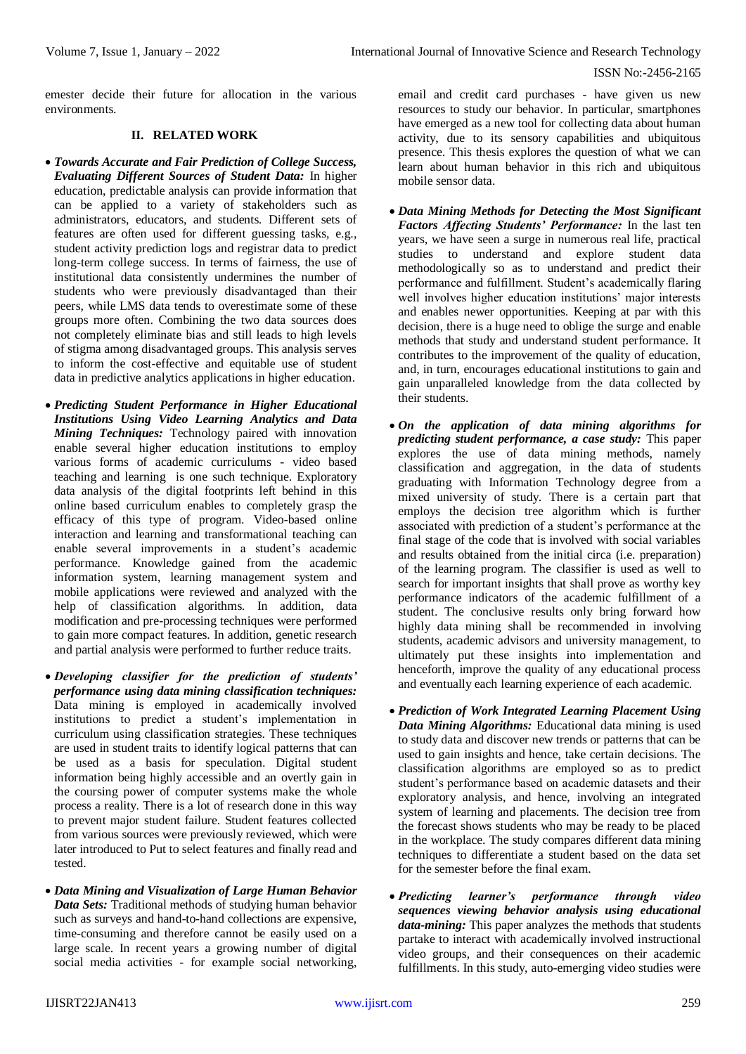emester decide their future for allocation in the various environments.

## II. RELATED WORK

- ***Towards Accurate and Fair Prediction of College Success, Evaluating Different Sources of Student Data:*** In higher education, predictable analysis can provide information that can be applied to a variety of stakeholders such as administrators, educators, and students. Different sets of features are often used for different guessing tasks, e.g., student activity prediction logs and registrar data to predict long-term college success. In terms of fairness, the use of institutional data consistently undermines the number of students who were previously disadvantaged than their peers, while LMS data tends to overestimate some of these groups more often. Combining the two data sources does not completely eliminate bias and still leads to high levels of stigma among disadvantaged groups. This analysis serves to inform the cost-effective and equitable use of student data in predictive analytics applications in higher education.

- ***Predicting Student Performance in Higher Educational Institutions Using Video Learning Analytics and Data Mining Techniques:*** Technology paired with innovation enable several higher education institutions to employ various forms of academic curriculums - video based teaching and learning is one such technique. Exploratory data analysis of the digital footprints left behind in this online based curriculum enables to completely grasp the efficacy of this type of program. Video-based online interaction and learning and transformational teaching can enable several improvements in a student's academic performance. Knowledge gained from the academic information system, learning management system and mobile applications were reviewed and analyzed with the help of classification algorithms. In addition, data modification and pre-processing techniques were performed to gain more compact features. In addition, genetic research and partial analysis were performed to further reduce traits.

- ***Developing classifier for the prediction of students' performance using data mining classification techniques:*** Data mining is employed in academically involved institutions to predict a student's implementation in curriculum using classification strategies. These techniques are used in student traits to identify logical patterns that can be used as a basis for speculation. Digital student information being highly accessible and an overtly gain in the coursing power of computer systems make the whole process a reality. There is a lot of research done in this way to prevent major student failure. Student features collected from various sources were previously reviewed, which were later introduced to Put to select features and finally read and tested.

- ***Data Mining and Visualization of Large Human Behavior Data Sets:*** Traditional methods of studying human behavior such as surveys and hand-to-hand collections are expensive, time-consuming and therefore cannot be easily used on a large scale. In recent years a growing number of digital social media activities - for example social networking, email and credit card purchases - have given us new resources to study our behavior. In particular, smartphones have emerged as a new tool for collecting data about human activity, due to its sensory capabilities and ubiquitous presence. This thesis explores the question of what we can learn about human behavior in this rich and ubiquitous mobile sensor data.

- ***Data Mining Methods for Detecting the Most Significant Factors Affecting Students' Performance:*** In the last ten years, we have seen a surge in numerous real life, practical studies to understand and explore student data methodologically so as to understand and predict their performance and fulfillment. Student's academically flaring well involves higher education institutions' major interests and enables newer opportunities. Keeping at par with this decision, there is a huge need to oblige the surge and enable methods that study and understand student performance. It contributes to the improvement of the quality of education, and, in turn, encourages educational institutions to gain and gain unparalleled knowledge from the data collected by their students.

- ***On the application of data mining algorithms for predicting student performance, a case study:*** This paper explores the use of data mining methods, namely classification and aggregation, in the data of students graduating with Information Technology degree from a mixed university of study. There is a certain part that employs the decision tree algorithm which is further associated with prediction of a student's performance at the final stage of the code that is involved with social variables and results obtained from the initial circa (i.e. preparation) of the learning program. The classifier is used as well to search for important insights that shall prove as worthy key performance indicators of the academic fulfillment of a student. The conclusive results only bring forward how highly data mining shall be recommended in involving students, academic advisors and university management, to ultimately put these insights into implementation and henceforth, improve the quality of any educational process and eventually each learning experience of each academic.

- ***Prediction of Work Integrated Learning Placement Using Data Mining Algorithms:*** Educational data mining is used to study data and discover new trends or patterns that can be used to gain insights and hence, take certain decisions. The classification algorithms are employed so as to predict student's performance based on academic datasets and their exploratory analysis, and hence, involving an integrated system of learning and placements. The decision tree from the forecast shows students who may be ready to be placed in the workplace. The study compares different data mining techniques to differentiate a student based on the data set for the semester before the final exam.

- ***Predicting learner's performance through video sequences viewing behavior analysis using educational data-mining:*** This paper analyzes the methods that students partake to interact with academically involved instructional video groups, and their consequences on their academic fulfillments. In this study, auto-emerging video studies were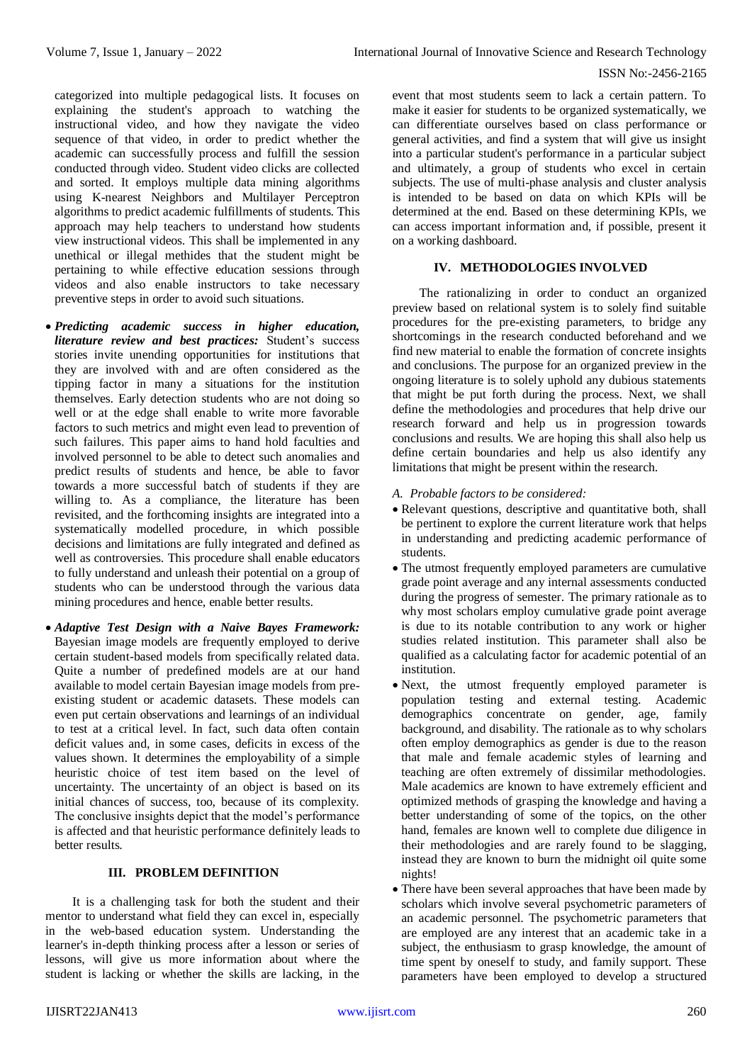categorized into multiple pedagogical lists. It focuses on explaining the student's approach to watching the instructional video, and how they navigate the video sequence of that video, in order to predict whether the academic can successfully process and fulfill the session conducted through video. Student video clicks are collected and sorted. It employs multiple data mining algorithms using K-nearest Neighbors and Multilayer Perceptron algorithms to predict academic fulfillments of students. This approach may help teachers to understand how students view instructional videos. This shall be implemented in any unethical or illegal methides that the student might be pertaining to while effective education sessions through videos and also enable instructors to take necessary preventive steps in order to avoid such situations.

- ***Predicting academic success in higher education, literature review and best practices:*** Student's success stories invite unending opportunities for institutions that they are involved with and are often considered as the tipping factor in many a situations for the institution themselves. Early detection students who are not doing so well or at the edge shall enable to write more favorable factors to such metrics and might even lead to prevention of such failures. This paper aims to hand hold faculties and involved personnel to be able to detect such anomalies and predict results of students and hence, be able to favor towards a more successful batch of students if they are willing to. As a compliance, the literature has been revisited, and the forthcoming insights are integrated into a systematically modelled procedure, in which possible decisions and limitations are fully integrated and defined as well as controversies. This procedure shall enable educators to fully understand and unleash their potential on a group of students who can be understood through the various data mining procedures and hence, enable better results.
- ***Adaptive Test Design with a Naive Bayes Framework:*** Bayesian image models are frequently employed to derive certain student-based models from specifically related data. Quite a number of predefined models are at our hand available to model certain Bayesian image models from pre-existing student or academic datasets. These models can even put certain observations and learnings of an individual to test at a critical level. In fact, such data often contain deficit values and, in some cases, deficits in excess of the values shown. It determines the employability of a simple heuristic choice of test item based on the level of uncertainty. The uncertainty of an object is based on its initial chances of success, too, because of its complexity. The conclusive insights depict that the model's performance is affected and that heuristic performance definitely leads to better results.

## III. PROBLEM DEFINITION

It is a challenging task for both the student and their mentor to understand what field they can excel in, especially in the web-based education system. Understanding the learner's in-depth thinking process after a lesson or series of lessons, will give us more information about where the student is lacking or whether the skills are lacking, in the event that most students seem to lack a certain pattern. To make it easier for students to be organized systematically, we can differentiate ourselves based on class performance or general activities, and find a system that will give us insight into a particular student's performance in a particular subject and ultimately, a group of students who excel in certain subjects. The use of multi-phase analysis and cluster analysis is intended to be based on data on which KPIs will be determined at the end. Based on these determining KPIs, we can access important information and, if possible, present it on a working dashboard.

## IV. METHODOLOGIES INVOLVED

The rationalizing in order to conduct an organized preview based on relational system is to solely find suitable procedures for the pre-existing parameters, to bridge any shortcomings in the research conducted beforehand and we find new material to enable the formation of concrete insights and conclusions. The purpose for an organized preview in the ongoing literature is to solely uphold any dubious statements that might be put forth during the process. Next, we shall define the methodologies and procedures that help drive our research forward and help us in progression towards conclusions and results. We are hoping this shall also help us define certain boundaries and help us also identify any limitations that might be present within the research.

### *A. Probable factors to be considered:*

- Relevant questions, descriptive and quantitative both, shall be pertinent to explore the current literature work that helps in understanding and predicting academic performance of students.
- The utmost frequently employed parameters are cumulative grade point average and any internal assessments conducted during the progress of semester. The primary rationale as to why most scholars employ cumulative grade point average is due to its notable contribution to any work or higher studies related institution. This parameter shall also be qualified as a calculating factor for academic potential of an institution.
- Next, the utmost frequently employed parameter is population testing and external testing. Academic demographics concentrate on gender, age, family background, and disability. The rationale as to why scholars often employ demographics as gender is due to the reason that male and female academic styles of learning and teaching are often extremely of dissimilar methodologies. Male academics are known to have extremely efficient and optimized methods of grasping the knowledge and having a better understanding of some of the topics, on the other hand, females are known well to complete due diligence in their methodologies and are rarely found to be slagging, instead they are known to burn the midnight oil quite some nights!
- There have been several approaches that have been made by scholars which involve several psychometric parameters of an academic personnel. The psychometric parameters that are employed are any interest that an academic take in a subject, the enthusiasm to grasp knowledge, the amount of time spent by oneself to study, and family support. These parameters have been employed to develop a structured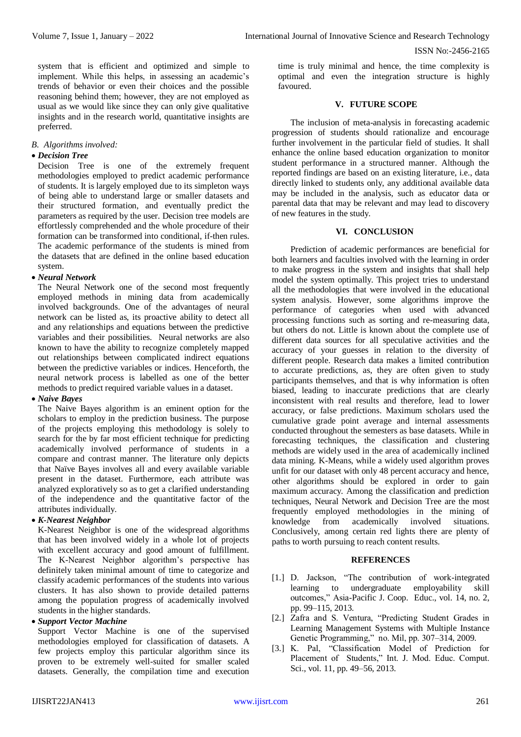system that is efficient and optimized and simple to implement. While this helps, in assessing an academic's trends of behavior or even their choices and the possible reasoning behind them; however, they are not employed as usual as we would like since they can only give qualitative insights and in the research world, quantitative insights are preferred.

### *B. Algorithms involved:*

- ***Decision Tree***

  Decision Tree is one of the extremely frequent methodologies employed to predict academic performance of students. It is largely employed due to its simpleton ways of being able to understand large or smaller datasets and their structured formation, and eventually predict the parameters as required by the user. Decision tree models are effortlessly comprehended and the whole procedure of their formation can be transformed into conditional, if-then rules. The academic performance of the students is mined from the datasets that are defined in the online based education system.

- ***Neural Network***

  The Neural Network one of the second most frequently employed methods in mining data from academically involved backgrounds. One of the advantages of neural network can be listed as, its proactive ability to detect all and any relationships and equations between the predictive variables and their possibilities. Neural networks are also known to have the ability to recognize completely mapped out relationships between complicated indirect equations between the predictive variables or indices. Henceforth, the neural network process is labelled as one of the better methods to predict required variable values in a dataset.

- ***Naive Bayes***

  The Naive Bayes algorithm is an eminent option for the scholars to employ in the prediction business. The purpose of the projects employing this methodology is solely to search for the by far most efficient technique for predicting academically involved performance of students in a compare and contrast manner. The literature only depicts that Naïve Bayes involves all and every available variable present in the dataset. Furthermore, each attribute was analyzed exploratively so as to get a clarified understanding of the independence and the quantitative factor of the attributes individually.

- ***K-Nearest Neighbor***

  K-Nearest Neighbor is one of the widespread algorithms that has been involved widely in a whole lot of projects with excellent accuracy and good amount of fulfillment. The K-Nearest Neighbor algorithm's perspective has definitely taken minimal amount of time to categorize and classify academic performances of the students into various clusters. It has also shown to provide detailed patterns among the population progress of academically involved students in the higher standards.

- ***Support Vector Machine***

  Support Vector Machine is one of the supervised methodologies employed for classification of datasets. A few projects employ this particular algorithm since its proven to be extremely well-suited for smaller scaled datasets. Generally, the compilation time and execution time is truly minimal and hence, the time complexity is optimal and even the integration structure is highly favoured.

## V. FUTURE SCOPE

The inclusion of meta-analysis in forecasting academic progression of students should rationalize and encourage further involvement in the particular field of studies. It shall enhance the online based education organization to monitor student performance in a structured manner. Although the reported findings are based on an existing literature, i.e., data directly linked to students only, any additional available data may be included in the analysis, such as educator data or parental data that may be relevant and may lead to discovery of new features in the study.

## VI. CONCLUSION

Prediction of academic performances are beneficial for both learners and faculties involved with the learning in order to make progress in the system and insights that shall help model the system optimally. This project tries to understand all the methodologies that were involved in the educational system analysis. However, some algorithms improve the performance of categories when used with advanced processing functions such as sorting and re-measuring data, but others do not. Little is known about the complete use of different data sources for all speculative activities and the accuracy of your guesses in relation to the diversity of different people. Research data makes a limited contribution to accurate predictions, as, they are often given to study participants themselves, and that is why information is often biased, leading to inaccurate predictions that are clearly inconsistent with real results and therefore, lead to lower accuracy, or false predictions. Maximum scholars used the cumulative grade point average and internal assessments conducted throughout the semesters as base datasets. While in forecasting techniques, the classification and clustering methods are widely used in the area of academically inclined data mining. K-Means, while a widely used algorithm proves unfit for our dataset with only 48 percent accuracy and hence, other algorithms should be explored in order to gain maximum accuracy. Among the classification and prediction techniques, Neural Network and Decision Tree are the most frequently employed methodologies in the mining of knowledge from academically involved situations. Conclusively, among certain red lights there are plenty of paths to worth pursuing to reach content results.

## REFERENCES

[1.] D. Jackson, "The contribution of work-integrated learning to undergraduate employability skill outcomes," Asia-Pacific J. Coop. Educ., vol. 14, no. 2, pp. 99–115, 2013.

[2.] Zafra and S. Ventura, "Predicting Student Grades in Learning Management Systems with Multiple Instance Genetic Programming," no. Mil, pp. 307–314, 2009.

[3.] K. Pal, "Classification Model of Prediction for Placement of Students," Int. J. Mod. Educ. Comput. Sci., vol. 11, pp. 49–56, 2013.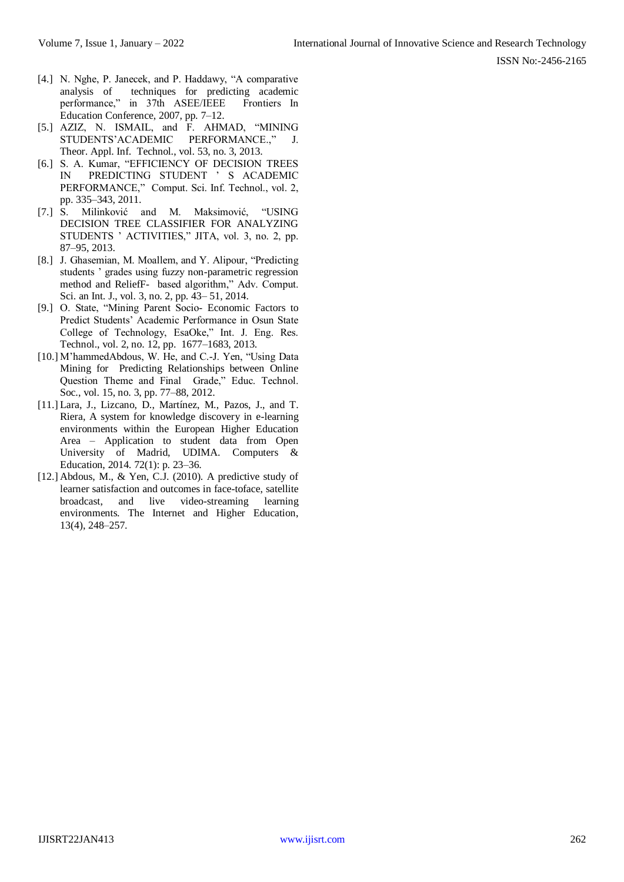[4.] N. Nghe, P. Janecek, and P. Haddawy, "A comparative analysis of techniques for predicting academic performance," in 37th ASEE/IEEE Frontiers In Education Conference, 2007, pp. 7–12.

[5.] AZIZ, N. ISMAIL, and F. AHMAD, "MINING STUDENTS'ACADEMIC PERFORMANCE.," J. Theor. Appl. Inf. Technol., vol. 53, no. 3, 2013.

[6.] S. A. Kumar, "EFFICIENCY OF DECISION TREES IN PREDICTING STUDENT ' S ACADEMIC PERFORMANCE," Comput. Sci. Inf. Technol., vol. 2, pp. 335–343, 2011.

[7.] S. Milinković and M. Maksimović, "USING DECISION TREE CLASSIFIER FOR ANALYZING STUDENTS ' ACTIVITIES," JITA, vol. 3, no. 2, pp. 87–95, 2013.

[8.] J. Ghasemian, M. Moallem, and Y. Alipour, "Predicting students ' grades using fuzzy non-parametric regression method and ReliefF- based algorithm," Adv. Comput. Sci. an Int. J., vol. 3, no. 2, pp. 43– 51, 2014.

[9.] O. State, "Mining Parent Socio- Economic Factors to Predict Students' Academic Performance in Osun State College of Technology, EsaOke," Int. J. Eng. Res. Technol., vol. 2, no. 12, pp. 1677–1683, 2013.

[10.] M'hammedAbdous, W. He, and C.-J. Yen, "Using Data Mining for Predicting Relationships between Online Question Theme and Final Grade," Educ. Technol. Soc., vol. 15, no. 3, pp. 77–88, 2012.

[11.] Lara, J., Lizcano, D., Martínez, M., Pazos, J., and T. Riera, A system for knowledge discovery in e-learning environments within the European Higher Education Area – Application to student data from Open University of Madrid, UDIMA. Computers & Education, 2014. 72(1): p. 23–36.

[12.] Abdous, M., & Yen, C.J. (2010). A predictive study of learner satisfaction and outcomes in face-toface, satellite broadcast, and live video-streaming learning environments. The Internet and Higher Education, 13(4), 248–257.